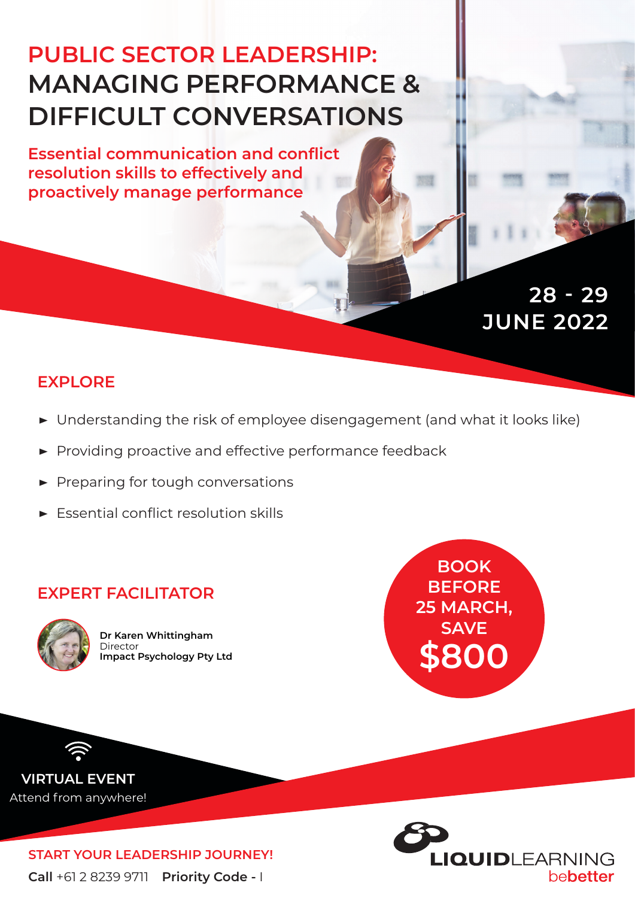# PUBLIC SECTOR LEADERSHIP: MANAGING PERFORMANCE & DIFFICULT CONVERSATIONS

**Essential communication and conflict resolution skills to effectively and proactively manage performance**

**28 - 29 JUNE 2022**

## EXPLORE

- Understanding the risk of employee disengagement (and what it looks like)
- Providing proactive and effective performance feedback
- Preparing for tough conversations
- Essential conflict resolution skills

## EXPERT FACILITATOR

**Dr Karen Whittingham**
Director
**Impact Psychology Pty Ltd**

**BOOK BEFORE 25 MARCH, SAVE $800**

**VIRTUAL EVENT**
Attend from anywhere!

**START YOUR LEADERSHIP JOURNEY!**

**Call** +61 2 8239 9711 **Priority Code -** I

LIQUIDLEARNING bebetter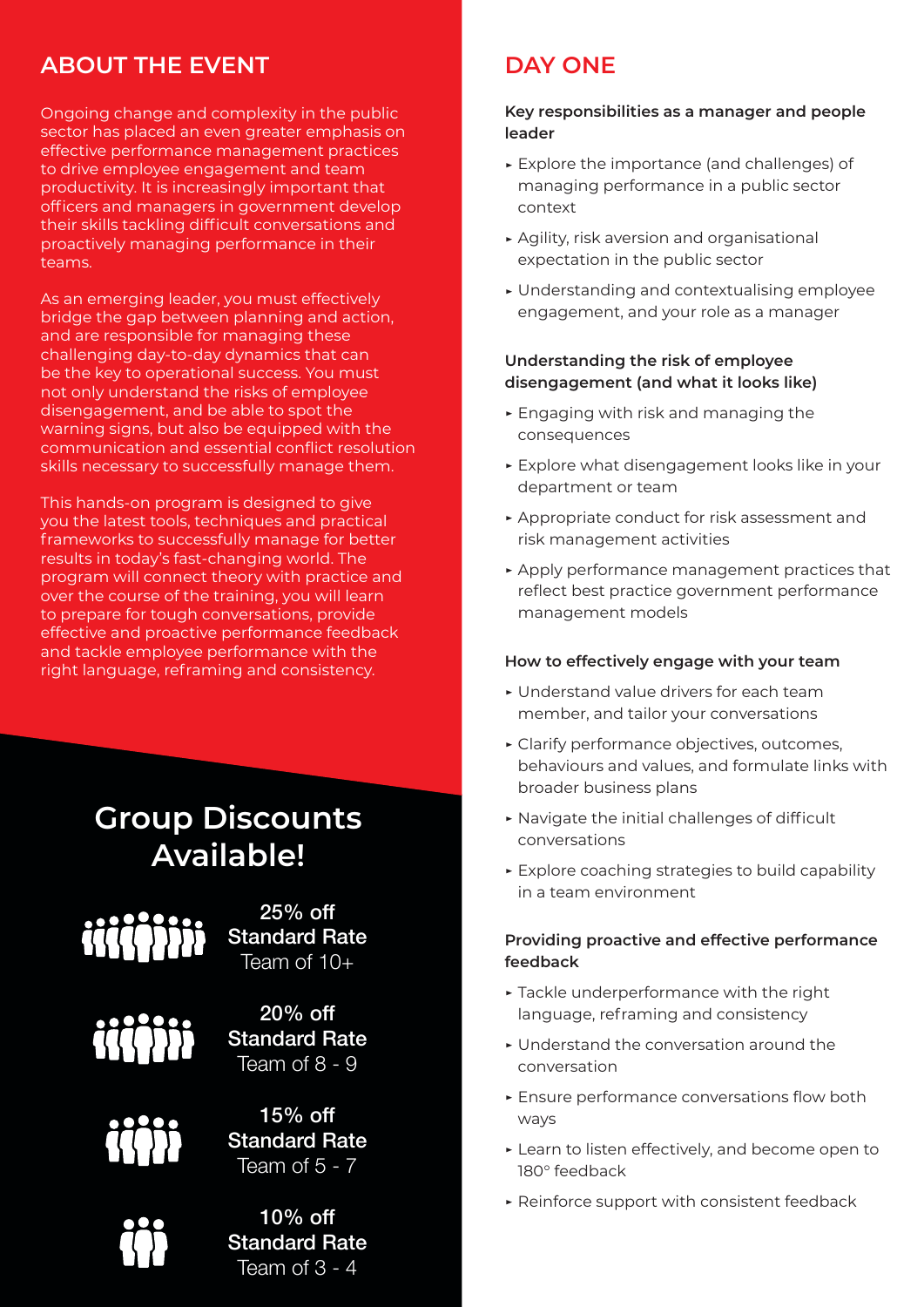## ABOUT THE EVENT

Ongoing change and complexity in the public sector has placed an even greater emphasis on effective performance management practices to drive employee engagement and team productivity. It is increasingly important that officers and managers in government develop their skills tackling difficult conversations and proactively managing performance in their teams.

As an emerging leader, you must effectively bridge the gap between planning and action, and are responsible for managing these challenging day-to-day dynamics that can be the key to operational success. You must not only understand the risks of employee disengagement, and be able to spot the warning signs, but also be equipped with the communication and essential conflict resolution skills necessary to successfully manage them.

This hands-on program is designed to give you the latest tools, techniques and practical frameworks to successfully manage for better results in today's fast-changing world. The program will connect theory with practice and over the course of the training, you will learn to prepare for tough conversations, provide effective and proactive performance feedback and tackle employee performance with the right language, reframing and consistency.

## Group Discounts Available!

**25% off Standard Rate**
Team of 10+

**20% off Standard Rate**
Team of 8 - 9

**15% off Standard Rate**
Team of 5 - 7

**10% off Standard Rate**
Team of 3 - 4

## DAY ONE

**Key responsibilities as a manager and people leader**

- Explore the importance (and challenges) of managing performance in a public sector context
- Agility, risk aversion and organisational expectation in the public sector
- Understanding and contextualising employee engagement, and your role as a manager

**Understanding the risk of employee disengagement (and what it looks like)**

- Engaging with risk and managing the consequences
- Explore what disengagement looks like in your department or team
- Appropriate conduct for risk assessment and risk management activities
- Apply performance management practices that reflect best practice government performance management models

**How to effectively engage with your team**

- Understand value drivers for each team member, and tailor your conversations
- Clarify performance objectives, outcomes, behaviours and values, and formulate links with broader business plans
- Navigate the initial challenges of difficult conversations
- Explore coaching strategies to build capability in a team environment

**Providing proactive and effective performance feedback**

- Tackle underperformance with the right language, reframing and consistency
- Understand the conversation around the conversation
- Ensure performance conversations flow both ways
- Learn to listen effectively, and become open to 180° feedback
- Reinforce support with consistent feedback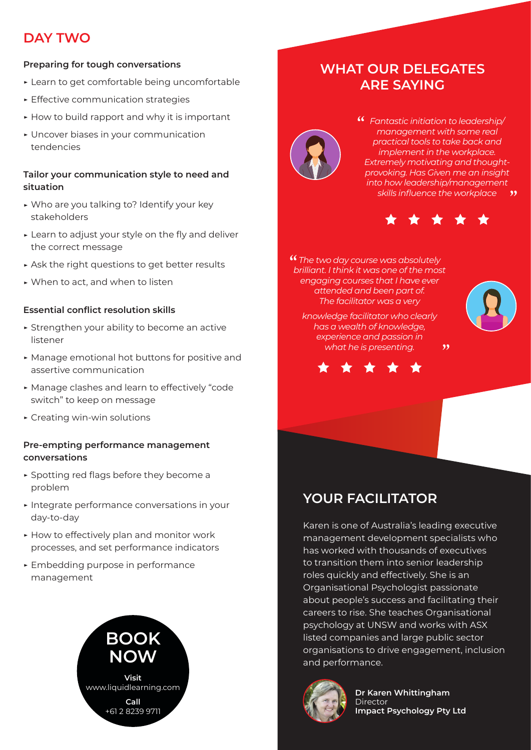## DAY TWO

### Preparing for tough conversations

- Learn to get comfortable being uncomfortable
- Effective communication strategies
- How to build rapport and why it is important
- Uncover biases in your communication tendencies

### Tailor your communication style to need and situation

- Who are you talking to? Identify your key stakeholders
- Learn to adjust your style on the fly and deliver the correct message
- Ask the right questions to get better results
- When to act, and when to listen

### Essential conflict resolution skills

- Strengthen your ability to become an active listener
- Manage emotional hot buttons for positive and assertive communication
- Manage clashes and learn to effectively "code switch" to keep on message
- Creating win-win solutions

### Pre-empting performance management conversations

- Spotting red flags before they become a problem
- Integrate performance conversations in your day-to-day
- How to effectively plan and monitor work processes, and set performance indicators
- Embedding purpose in performance management

## BOOK NOW

**Visit**
www.liquidlearning.com

**Call**
+61 2 8239 9711

## WHAT OUR DELEGATES ARE SAYING

*"Fantastic initiation to leadership/management with some real practical tools to take back and implement in the workplace. Extremely motivating and thought-provoking. Has Given me an insight into how leadership/management skills influence the workplace"*

★ ★ ★ ★ ★

*"The two day course was absolutely brilliant. I think it was one of the most engaging courses that I have ever attended and been part of. The facilitator was a very knowledge facilitator who clearly has a wealth of knowledge, experience and passion in what he is presenting."*

★ ★ ★ ★ ★

## YOUR FACILITATOR

Karen is one of Australia's leading executive management development specialists who has worked with thousands of executives to transition them into senior leadership roles quickly and effectively. She is an Organisational Psychologist passionate about people's success and facilitating their careers to rise. She teaches Organisational psychology at UNSW and works with ASX listed companies and large public sector organisations to drive engagement, inclusion and performance.

**Dr Karen Whittingham**
Director
**Impact Psychology Pty Ltd**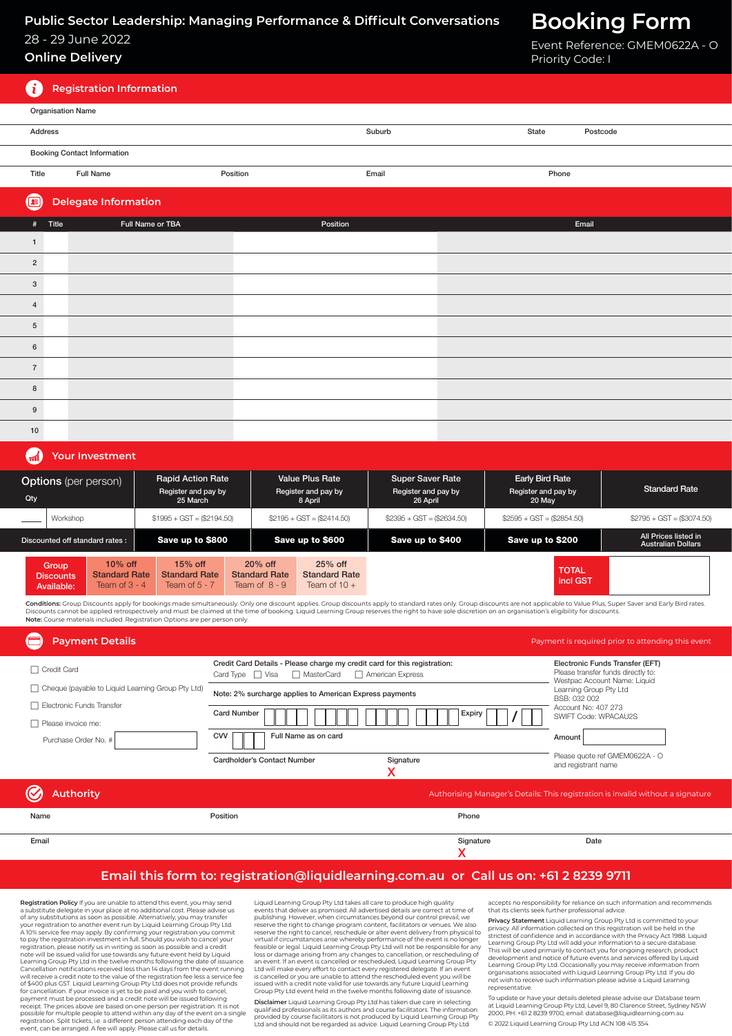# Public Sector Leadership: Managing Performance & Difficult Conversations

28 - 29 June 2022

**Online Delivery**

# Booking Form

Event Reference: GMEM0622A - O

Priority Code: I

## Registration Information

Organisation Name

| Address | Suburb | State | Postcode |
|---|---|---|---|
| | | | |

Booking Contact Information

| Title | Full Name | Position | Email | Phone |
|---|---|---|---|---|
| | | | | |

## Delegate Information

| # | Title | Full Name or TBA | Position | Email |
|---|---|---|---|---|
| 1 | | | | |
| 2 | | | | |
| 3 | | | | |
| 4 | | | | |
| 5 | | | | |
| 6 | | | | |
| 7 | | | | |
| 8 | | | | |
| 9 | | | | |
| 10 | | | | |

## Your Investment

| Options (per person) Qty | | Rapid Action Rate Register and pay by 25 March | Value Plus Rate Register and pay by 8 April | Super Saver Rate Register and pay by 26 April | Early Bird Rate Register and pay by 20 May | Standard Rate |
|---|---|---|---|---|---|---|
| ____ | Workshop | $1995 + GST = ($2194.50) | $2195 + GST = ($2414.50) | $2395 + GST = ($2634.50) | $2595 + GST = ($2854.50) | $2795 + GST = ($3074.50) |
| Discounted off standard rates : | | **Save up to $800** | **Save up to $600** | **Save up to $400** | **Save up to $200** | All Prices listed in Australian Dollars |

| Group Discounts Available: | 10% off Standard Rate Team of 3 - 4 | 15% off Standard Rate Team of 5 - 7 | 20% off Standard Rate Team of 8 - 9 | 25% off Standard Rate Team of 10 + |
|---|---|---|---|---|

TOTAL incl GST

**Conditions:** Group Discounts apply for bookings made simultaneously. Only one discount applies. Group discounts apply to standard rates only. Group discounts are not applicable to Value Plus, Super Saver and Early Bird rates. Discounts cannot be applied retrospectively and must be claimed at the time of booking. Liquid Learning Group reserves the right to have sole discretion on an organisation's eligibility for discounts.
**Note:** Course materials included. Registration Options are per person only.

## Payment Details

Payment is required prior to attending this event

- ☐ Credit Card
- ☐ Cheque (payable to Liquid Learning Group Pty Ltd)
- ☐ Electronic Funds Transfer
- ☐ Please invoice me:

Purchase Order No. #

Credit Card Details - Please charge my credit card for this registration:

Card Type ☐ Visa ☐ MasterCard ☐ American Express

Note: 2% surcharge applies to American Express payments

Card Number | Expiry /

CVV | Full Name as on card

Cardholder's Contact Number | Signature X

**Electronic Funds Transfer (EFT)**
Please transfer funds directly to:
Westpac Account Name: Liquid Learning Group Pty Ltd
BSB: 032 002
Account No: 407 273
SWIFT Code: WPACAU2S

Amount

Please quote ref GMEM0622A - O and registrant name

## Authority

Authorising Manager's Details: This registration is invalid without a signature

| Name | Position | Phone | |
|---|---|---|---|
| Email | | Signature X | Date |

**Email this form to: registration@liquidlearning.com.au or Call us on: +61 2 8239 9711**

**Registration Policy** If you are unable to attend this event, you may send a substitute delegate in your place at no additional cost. Please advise us of any substitutions as soon as possible. Alternatively, you may transfer your registration to another event run by Liquid Learning Group Pty Ltd. A 10% service fee may apply. By confirming your registration you commit to pay the registration investment in full. Should you wish to cancel your registration, please notify us in writing as soon as possible and a credit note will be issued valid for use towards any future event held by Liquid Learning Group Pty Ltd in the twelve months following the date of issuance. Cancellation notifications received less than 14 days from the event running will receive a credit note to the value of the registration fee less a service fee of $400 plus GST. Liquid Learning Group Pty Ltd does not provide refunds for cancellation. If your invoice is yet to be paid and you wish to cancel, payment must be processed and a credit note will be issued following receipt. The prices above are based on one person per registration. It is not possible for multiple people to attend within any day of the event on a single registration. Split tickets, i.e. a different person attending each day of the event, can be arranged. A fee will apply. Please call us for details.

Liquid Learning Group Pty Ltd takes all care to produce high quality events that deliver as promised. All advertised details are correct at time of publishing. However, when circumstances beyond our control prevail, we reserve the right to change program content, facilitators or venues. We also reserve the right to cancel, reschedule or alter event delivery from physical to virtual if circumstances arise whereby performance of the event is no longer feasible or legal. Liquid Learning Group Pty Ltd will not be responsible for any loss or damage arising from any changes to, cancellation, or rescheduling of an event. If an event is cancelled or rescheduled, Liquid Learning Group Pty Ltd will make every effort to contact every registered delegate. If an event is cancelled or you are unable to attend the rescheduled event you will be issued with a credit note valid for use towards any future Liquid Learning Group Pty Ltd event held in the twelve months following date of issuance.

**Disclaimer** Liquid Learning Group Pty Ltd has taken due care in selecting qualified professionals as its authors and course facilitators. The information provided by course facilitators is not produced by Liquid Learning Group Pty Ltd and should not be regarded as advice. Liquid Learning Group Pty Ltd accepts no responsibility for reliance on such information and recommends that its clients seek further professional advice.

**Privacy Statement** Liquid Learning Group Pty Ltd is committed to your privacy. All information collected on this registration will be held in the strictest of confidence and in accordance with the Privacy Act 1988. Liquid Learning Group Pty Ltd will add your information to a secure database. This will be used primarily to contact you for ongoing research, product development and notice of future events and services offered by Liquid Learning Group Pty Ltd. Occasionally you may receive information from organisations associated with Liquid Learning Group Pty Ltd. If you do not wish to receive such information please advise a Liquid Learning representative.

To update or have your details deleted please advise our Database team at Liquid Learning Group Pty Ltd, Level 9, 80 Clarence Street, Sydney NSW 2000, PH: +61 2 8239 9700, email: database@liquidlearning.com.au

© 2022 Liquid Learning Group Pty Ltd ACN 108 415 354